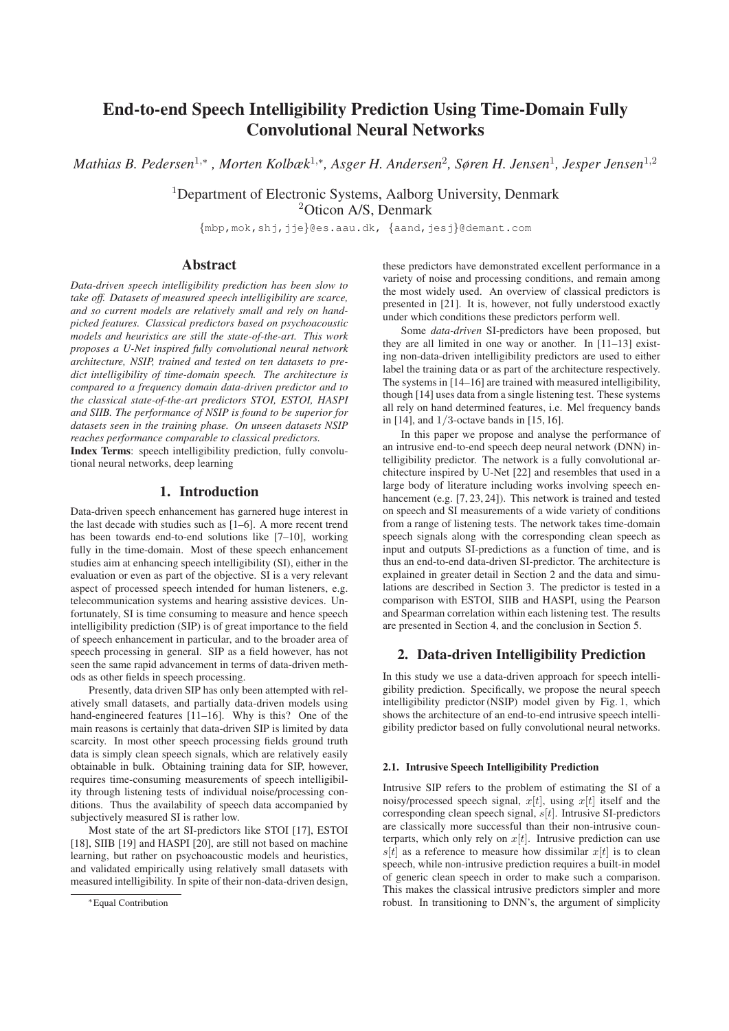# End-to-end Speech Intelligibility Prediction Using Time-Domain Fully Convolutional Neural Networks

*Mathias B. Pedersen[1,*], Morten Kolbæk[1,*], Asger H. Andersen[2], Søren H. Jensen[1], Jesper Jensen[1,2]*

[1]Department of Electronic Systems, Aalborg University, Denmark
[2]Oticon A/S, Denmark

{mbp,mok,shj,jje}@es.aau.dk, {aand,jesj}@demant.com

## Abstract

*Data-driven speech intelligibility prediction has been slow to take off. Datasets of measured speech intelligibility are scarce, and so current models are relatively small and rely on hand-picked features. Classical predictors based on psychoacoustic models and heuristics are still the state-of-the-art. This work proposes a U-Net inspired fully convolutional neural network architecture, NSIP, trained and tested on ten datasets to predict intelligibility of time-domain speech. The architecture is compared to a frequency domain data-driven predictor and to the classical state-of-the-art predictors STOI, ESTOI, HASPI and SIIB. The performance of NSIP is found to be superior for datasets seen in the training phase. On unseen datasets NSIP reaches performance comparable to classical predictors.*

**Index Terms**: speech intelligibility prediction, fully convolutional neural networks, deep learning

## 1. Introduction

Data-driven speech enhancement has garnered huge interest in the last decade with studies such as [1–6]. A more recent trend has been towards end-to-end solutions like [7–10], working fully in the time-domain. Most of these speech enhancement studies aim at enhancing speech intelligibility (SI), either in the evaluation or even as part of the objective. SI is a very relevant aspect of processed speech intended for human listeners, e.g. telecommunication systems and hearing assistive devices. Unfortunately, SI is time consuming to measure and hence speech intelligibility prediction (SIP) is of great importance to the field of speech enhancement in particular, and to the broader area of speech processing in general. SIP as a field however, has not seen the same rapid advancement in terms of data-driven methods as other fields in speech processing.

Presently, data driven SIP has only been attempted with relatively small datasets, and partially data-driven models using hand-engineered features [11–16]. Why is this? One of the main reasons is certainly that data-driven SIP is limited by data scarcity. In most other speech processing fields ground truth data is simply clean speech signals, which are relatively easily obtainable in bulk. Obtaining training data for SIP, however, requires time-consuming measurements of speech intelligibility through listening tests of individual noise/processing conditions. Thus the availability of speech data accompanied by subjectively measured SI is rather low.

Most state of the art SI-predictors like STOI [17], ESTOI [18], SIIB [19] and HASPI [20], are still not based on machine learning, but rather on psychoacoustic models and heuristics, and validated empirically using relatively small datasets with measured intelligibility. In spite of their non-data-driven design, these predictors have demonstrated excellent performance in a variety of noise and processing conditions, and remain among the most widely used. An overview of classical predictors is presented in [21]. It is, however, not fully understood exactly under which conditions these predictors perform well.

Some *data-driven* SI-predictors have been proposed, but they are all limited in one way or another. In [11–13] existing non-data-driven intelligibility predictors are used to either label the training data or as part of the architecture respectively. The systems in [14–16] are trained with measured intelligibility, though [14] uses data from a single listening test. These systems all rely on hand determined features, i.e. Mel frequency bands in [14], and $1/3$-octave bands in [15, 16].

In this paper we propose and analyse the performance of an intrusive end-to-end speech deep neural network (DNN) intelligibility predictor. The network is a fully convolutional architecture inspired by U-Net [22] and resembles that used in a large body of literature including works involving speech enhancement (e.g. [7, 23, 24]). This network is trained and tested on speech and SI measurements of a wide variety of conditions from a range of listening tests. The network takes time-domain speech signals along with the corresponding clean speech as input and outputs SI-predictions as a function of time, and is thus an end-to-end data-driven SI-predictor. The architecture is explained in greater detail in Section 2 and the data and simulations are described in Section 3. The predictor is tested in a comparison with ESTOI, SIIB and HASPI, using the Pearson and Spearman correlation within each listening test. The results are presented in Section 4, and the conclusion in Section 5.

## 2. Data-driven Intelligibility Prediction

In this study we use a data-driven approach for speech intelligibility prediction. Specifically, we propose the neural speech intelligibility predictor (NSIP) model given by Fig. 1, which shows the architecture of an end-to-end intrusive speech intelligibility predictor based on fully convolutional neural networks.

### 2.1. Intrusive Speech Intelligibility Prediction

Intrusive SIP refers to the problem of estimating the SI of a noisy/processed speech signal, $x[t]$, using $x[t]$ itself and the corresponding clean speech signal, $s[t]$. Intrusive SI-predictors are classically more successful than their non-intrusive counterparts, which only rely on $x[t]$. Intrusive prediction can use $s[t]$ as a reference to measure how dissimilar $x[t]$ is to clean speech, while non-intrusive prediction requires a built-in model of generic clean speech in order to make such a comparison. This makes the classical intrusive predictors simpler and more robust. In transitioning to DNN's, the argument of simplicity

*Equal Contribution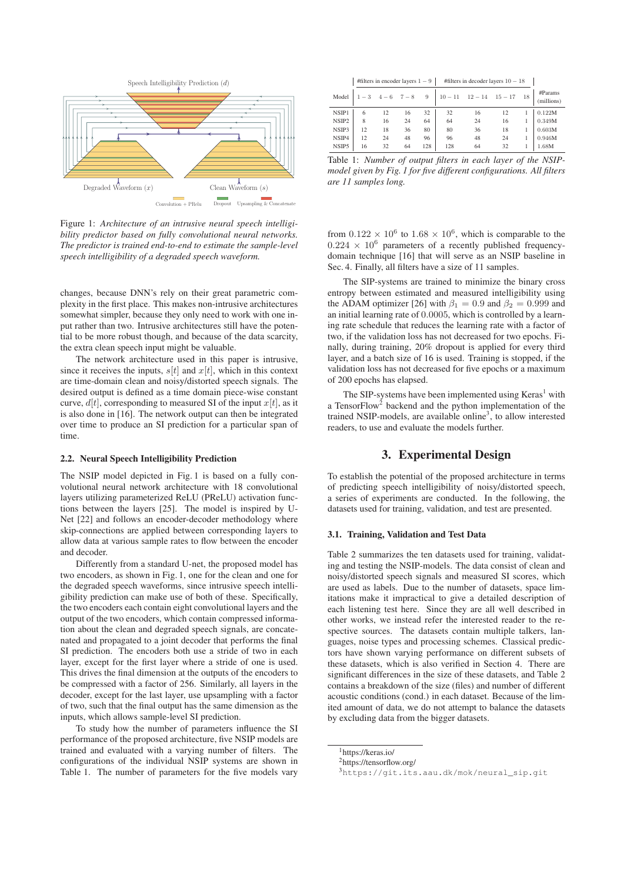Figure 1: *Architecture of an intrusive neural speech intelligibility predictor based on fully convolutional neural networks. The predictor is trained end-to-end to estimate the sample-level speech intelligibility of a degraded speech waveform.*

changes, because DNN's rely on their great parametric complexity in the first place. This makes non-intrusive architectures somewhat simpler, because they only need to work with one input rather than two. Intrusive architectures still have the potential to be more robust though, and because of the data scarcity, the extra clean speech input might be valuable.

The network architecture used in this paper is intrusive, since it receives the inputs, $s[t]$ and $x[t]$, which in this context are time-domain clean and noisy/distorted speech signals. The desired output is defined as a time domain piece-wise constant curve, $d[t]$, corresponding to measured SI of the input $x[t]$, as it is also done in [16]. The network output can then be integrated over time to produce an SI prediction for a particular span of time.

### 2.2. Neural Speech Intelligibility Prediction

The NSIP model depicted in Fig. 1 is based on a fully convolutional neural network architecture with 18 convolutional layers utilizing parameterized ReLU (PReLU) activation functions between the layers [25]. The model is inspired by U-Net [22] and follows an encoder-decoder methodology where skip-connections are applied between corresponding layers to allow data at various sample rates to flow between the encoder and decoder.

Differently from a standard U-net, the proposed model has two encoders, as shown in Fig. 1, one for the clean and one for the degraded speech waveforms, since intrusive speech intelligibility prediction can make use of both of these. Specifically, the two encoders each contain eight convolutional layers and the output of the two encoders, which contain compressed information about the clean and degraded speech signals, are concatenated and propagated to a joint decoder that performs the final SI prediction. The encoders both use a stride of two in each layer, except for the first layer where a stride of one is used. This drives the final dimension at the outputs of the encoders to be compressed with a factor of 256. Similarly, all layers in the decoder, except for the last layer, use upsampling with a factor of two, such that the final output has the same dimension as the inputs, which allows sample-level SI prediction.

To study how the number of parameters influence the SI performance of the proposed architecture, five NSIP models are trained and evaluated with a varying number of filters. The configurations of the individual NSIP systems are shown in Table 1. The number of parameters for the five models vary from $0.122 \times 10^6$ to $1.68 \times 10^6$, which is comparable to the $0.224 \times 10^6$ parameters of a recently published frequency-domain technique [16] that will serve as an NSIP baseline in Sec. 4. Finally, all filters have a size of 11 samples.

| Model | #filters in encoder layers $1-9$ | | | | #filters in decoder layers $10-18$ | | | | #Params (millions) |
|---|---|---|---|---|---|---|---|---|---|
| | $1-3$ | $4-6$ | $7-8$ | 9 | $10-11$ | $12-14$ | $15-17$ | 18 | |
| NSIP1 | 6 | 12 | 16 | 32 | 32 | 16 | 12 | 1 | 0.122M |
| NSIP2 | 8 | 16 | 24 | 64 | 64 | 24 | 16 | 1 | 0.349M |
| NSIP3 | 12 | 18 | 36 | 80 | 80 | 36 | 18 | 1 | 0.603M |
| NSIP4 | 12 | 24 | 48 | 96 | 96 | 48 | 24 | 1 | 0.946M |
| NSIP5 | 16 | 32 | 64 | 128 | 128 | 64 | 32 | 1 | 1.68M |

Table 1: *Number of output filters in each layer of the NSIP-model given by Fig. 1 for five different configurations. All filters are 11 samples long.*

The SIP-systems are trained to minimize the binary cross entropy between estimated and measured intelligibility using the ADAM optimizer [26] with $\beta_1 = 0.9$ and $\beta_2 = 0.999$ and an initial learning rate of $0.0005$, which is controlled by a learning rate schedule that reduces the learning rate with a factor of two, if the validation loss has not decreased for two epochs. Finally, during training, 20% dropout is applied for every third layer, and a batch size of 16 is used. Training is stopped, if the validation loss has not decreased for five epochs or a maximum of 200 epochs has elapsed.

The SIP-systems have been implemented using Keras[1] with a TensorFlow[2] backend and the python implementation of the trained NSIP-models, are available online[3], to allow interested readers, to use and evaluate the models further.

## 3. Experimental Design

To establish the potential of the proposed architecture in terms of predicting speech intelligibility of noisy/distorted speech, a series of experiments are conducted. In the following, the datasets used for training, validation, and test are presented.

### 3.1. Training, Validation and Test Data

Table 2 summarizes the ten datasets used for training, validating and testing the NSIP-models. The data consist of clean and noisy/distorted speech signals and measured SI scores, which are used as labels. Due to the number of datasets, space limitations make it impractical to give a detailed description of each listening test here. Since they are all well described in other works, we instead refer the interested reader to the respective sources. The datasets contain multiple talkers, languages, noise types and processing schemes. Classical predictors have shown varying performance on different subsets of these datasets, which is also verified in Section 4. There are significant differences in the size of these datasets, and Table 2 contains a breakdown of the size (files) and number of different acoustic conditions (cond.) in each dataset. Because of the limited amount of data, we do not attempt to balance the datasets by excluding data from the bigger datasets.

[1] https://keras.io/

[2] https://tensorflow.org/

[3] `https://git.its.aau.dk/mok/neural_sip.git`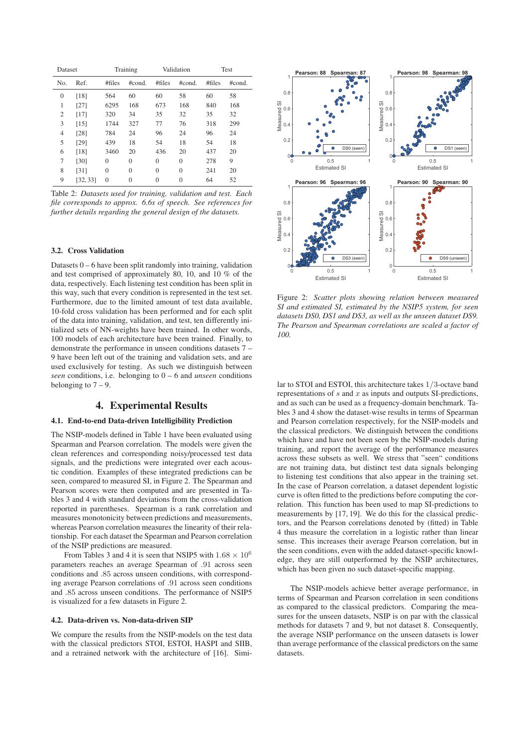| Dataset | | Training | | Validation | | Test | |
|---|---|---|---|---|---|---|---|
| No. | Ref. | #files | #cond. | #files | #cond. | #files | #cond. |
| 0 | [18] | 564 | 60 | 60 | 58 | 60 | 58 |
| 1 | [27] | 6295 | 168 | 673 | 168 | 840 | 168 |
| 2 | [17] | 320 | 34 | 35 | 32 | 35 | 32 |
| 3 | [15] | 1744 | 327 | 77 | 76 | 318 | 299 |
| 4 | [28] | 784 | 24 | 96 | 24 | 96 | 24 |
| 5 | [29] | 439 | 18 | 54 | 18 | 54 | 18 |
| 6 | [18] | 3460 | 20 | 436 | 20 | 437 | 20 |
| 7 | [30] | 0 | 0 | 0 | 0 | 278 | 9 |
| 8 | [31] | 0 | 0 | 0 | 0 | 241 | 20 |
| 9 | [32, 33] | 0 | 0 | 0 | 0 | 64 | 52 |

Table 2: *Datasets used for training, validation and test. Each file corresponds to approx. 6.6s of speech. See references for further details regarding the general design of the datasets.*

### 3.2. Cross Validation

Datasets 0 – 6 have been split randomly into training, validation and test comprised of approximately 80, 10, and 10 % of the data, respectively. Each listening test condition has been split in this way, such that every condition is represented in the test set. Furthermore, due to the limited amount of test data available, 10-fold cross validation has been performed and for each split of the data into training, validation, and test, ten differently initialized sets of NN-weights have been trained. In other words, 100 models of each architecture have been trained. Finally, to demonstrate the performance in unseen conditions datasets 7 – 9 have been left out of the training and validation sets, and are used exclusively for testing. As such we distinguish between *seen* conditions, i.e. belonging to 0 – 6 and *unseen* conditions belonging to 7 – 9.

## 4. Experimental Results

### 4.1. End-to-end Data-driven Intelligibility Prediction

The NSIP-models defined in Table 1 have been evaluated using Spearman and Pearson correlation. The models were given the clean references and corresponding noisy/processed test data signals, and the predictions were integrated over each acoustic condition. Examples of these integrated predictions can be seen, compared to measured SI, in Figure 2. The Spearman and Pearson scores were then computed and are presented in Tables 3 and 4 with standard deviations from the cross-validation reported in parentheses. Spearman is a rank correlation and measures monotonicity between predictions and measurements, whereas Pearson correlation measures the linearity of their relationship. For each dataset the Spearman and Pearson correlation of the NSIP predictions are measured.

From Tables 3 and 4 it is seen that NSIP5 with $1.68 \times 10^6$ parameters reaches an average Spearman of .91 across seen conditions and .85 across unseen conditions, with corresponding average Pearson correlations of .91 across seen conditions and .85 across unseen conditions. The performance of NSIP5 is visualized for a few datasets in Figure 2.

### 4.2. Data-driven vs. Non-data-driven SIP

We compare the results from the NSIP-models on the test data with the classical predictors STOI, ESTOI, HASPI and SIIB, and a retrained network with the architecture of [16]. Similar to STOI and ESTOI, this architecture takes 1/3-octave band representations of $s$ and $x$ as inputs and outputs SI-predictions, and as such can be used as a frequency-domain benchmark. Tables 3 and 4 show the dataset-wise results in terms of Spearman and Pearson correlation respectively, for the NSIP-models and the classical predictors. We distinguish between the conditions which have and have not been seen by the NSIP-models during training, and report the average of the performance measures across these subsets as well. We stress that "seen" conditions are not training data, but distinct test data signals belonging to listening test conditions that also appear in the training set. In the case of Pearson correlation, a dataset dependent logistic curve is often fitted to the predictions before computing the correlation. This function has been used to map SI-predictions to measurements by [17, 19]. We do this for the classical predictors, and the Pearson correlations denoted by (fitted) in Table 4 thus measure the correlation in a logistic rather than linear sense. This increases their average Pearson correlation, but in the seen conditions, even with the added dataset-specific knowledge, they are still outperformed by the NSIP architectures, which has been given no such dataset-specific mapping.

The NSIP-models achieve better average performance, in terms of Spearman and Pearson correlation in seen conditions as compared to the classical predictors. Comparing the measures for the unseen datasets, NSIP is on par with the classical methods for datasets 7 and 9, but not dataset 8. Consequently, the average NSIP performance on the unseen datasets is lower than average performance of the classical predictors on the same datasets.

Figure 2: *Scatter plots showing relation between measured SI and estimated SI, estimated by the NSIP5 system, for seen datasets DS0, DS1 and DS3, as well as the unseen dataset DS9. The Pearson and Spearman correlations are scaled a factor of 100.*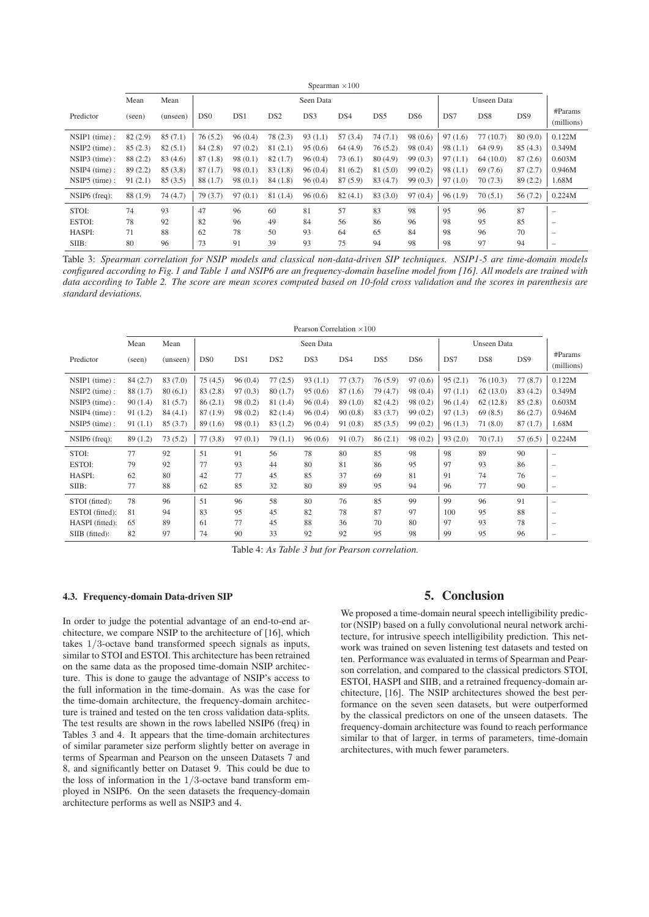| | Spearman $\times 100$ | | | | | | | | | | | | |
|---|---|---|---|---|---|---|---|---|---|---|---|---|---|
| | Mean | Mean | Seen Data | | | | | | | Unseen Data | | | |
| Predictor | (seen) | (unseen) | DS0 | DS1 | DS2 | DS3 | DS4 | DS5 | DS6 | DS7 | DS8 | DS9 | #Params (millions) |
| NSIP1 (time) : | 82 (2.9) | 85 (7.1) | 76 (5.2) | 96 (0.4) | 78 (2.3) | 93 (1.1) | 57 (3.4) | 74 (7.1) | 98 (0.6) | 97 (1.6) | 77 (10.7) | 80 (9.0) | 0.122M |
| NSIP2 (time) : | 85 (2.3) | 82 (5.1) | 84 (2.8) | 97 (0.2) | 81 (2.1) | 95 (0.6) | 64 (4.9) | 76 (5.2) | 98 (0.4) | 98 (1.1) | 64 (9.9) | 85 (4.3) | 0.349M |
| NSIP3 (time) : | 88 (2.2) | 83 (4.6) | 87 (1.8) | 98 (0.1) | 82 (1.7) | 96 (0.4) | 73 (6.1) | 80 (4.9) | 99 (0.3) | 97 (1.1) | 64 (10.0) | 87 (2.6) | 0.603M |
| NSIP4 (time) : | 89 (2.2) | 85 (3.8) | 87 (1.7) | 98 (0.1) | 83 (1.8) | 96 (0.4) | 81 (6.2) | 81 (5.0) | 99 (0.2) | 98 (1.1) | 69 (7.6) | 87 (2.7) | 0.946M |
| NSIP5 (time) : | 91 (2.1) | 85 (3.5) | 88 (1.7) | 98 (0.1) | 84 (1.8) | 96 (0.4) | 87 (5.9) | 83 (4.7) | 99 (0.3) | 97 (1.0) | 70 (7.3) | 89 (2.2) | 1.68M |
| NSIP6 (freq): | 88 (1.9) | 74 (4.7) | 79 (3.7) | 97 (0.1) | 81 (1.4) | 96 (0.6) | 82 (4.1) | 83 (3.0) | 97 (0.4) | 96 (1.9) | 70 (5.1) | 56 (7.2) | 0.224M |
| STOI: | 74 | 93 | 47 | 96 | 60 | 81 | 57 | 83 | 98 | 95 | 96 | 87 | – |
| ESTOI: | 78 | 92 | 82 | 96 | 49 | 84 | 56 | 86 | 96 | 98 | 95 | 85 | – |
| HASPI: | 71 | 88 | 62 | 78 | 50 | 93 | 64 | 65 | 84 | 98 | 96 | 70 | – |
| SIIB: | 80 | 96 | 73 | 91 | 39 | 93 | 75 | 94 | 98 | 98 | 97 | 94 | – |

Table 3: *Spearman correlation for NSIP models and classical non-data-driven SIP techniques. NSIP1-5 are time-domain models configured according to Fig. 1 and Table 1 and NSIP6 are an frequency-domain baseline model from [16]. All models are trained with data according to Table 2. The score are mean scores computed based on 10-fold cross validation and the scores in parenthesis are standard deviations.*

| | Pearson Correlation $\times 100$ | | | | | | | | | | | | |
|---|---|---|---|---|---|---|---|---|---|---|---|---|---|
| | Mean | Mean | Seen Data | | | | | | | Unseen Data | | | |
| Predictor | (seen) | (unseen) | DS0 | DS1 | DS2 | DS3 | DS4 | DS5 | DS6 | DS7 | DS8 | DS9 | #Params (millions) |
| NSIP1 (time) : | 84 (2.7) | 83 (7.0) | 75 (4.5) | 96 (0.4) | 77 (2.5) | 93 (1.1) | 77 (3.7) | 76 (5.9) | 97 (0.6) | 95 (2.1) | 76 (10.3) | 77 (8.7) | 0.122M |
| NSIP2 (time) : | 88 (1.7) | 80 (6.1) | 83 (2.8) | 97 (0.3) | 80 (1.7) | 95 (0.6) | 87 (1.6) | 79 (4.7) | 98 (0.4) | 97 (1.1) | 62 (13.0) | 83 (4.2) | 0.349M |
| NSIP3 (time) : | 90 (1.4) | 81 (5.7) | 86 (2.1) | 98 (0.2) | 81 (1.4) | 96 (0.4) | 89 (1.0) | 82 (4.2) | 98 (0.2) | 96 (1.4) | 62 (12.8) | 85 (2.8) | 0.603M |
| NSIP4 (time) : | 91 (1.2) | 84 (4.1) | 87 (1.9) | 98 (0.2) | 82 (1.4) | 96 (0.4) | 90 (0.8) | 83 (3.7) | 99 (0.2) | 97 (1.3) | 69 (8.5) | 86 (2.7) | 0.946M |
| NSIP5 (time) : | 91 (1.1) | 85 (3.7) | 89 (1.6) | 98 (0.1) | 83 (1.2) | 96 (0.4) | 91 (0.8) | 85 (3.5) | 99 (0.2) | 96 (1.3) | 71 (8.0) | 87 (1.7) | 1.68M |
| NSIP6 (freq): | 89 (1.2) | 73 (5.2) | 77 (3.8) | 97 (0.1) | 79 (1.1) | 96 (0.6) | 91 (0.7) | 86 (2.1) | 98 (0.2) | 93 (2.0) | 70 (7.1) | 57 (6.5) | 0.224M |
| STOI: | 77 | 92 | 51 | 91 | 56 | 78 | 80 | 85 | 98 | 98 | 89 | 90 | – |
| ESTOI: | 79 | 92 | 77 | 93 | 44 | 80 | 81 | 86 | 95 | 97 | 93 | 86 | – |
| HASPI: | 62 | 80 | 42 | 77 | 45 | 85 | 37 | 69 | 81 | 91 | 74 | 76 | – |
| SIIB: | 77 | 88 | 62 | 85 | 32 | 80 | 89 | 95 | 94 | 96 | 77 | 90 | – |
| STOI (fitted): | 78 | 96 | 51 | 96 | 58 | 80 | 76 | 85 | 99 | 99 | 96 | 91 | – |
| ESTOI (fitted): | 81 | 94 | 83 | 95 | 45 | 82 | 78 | 87 | 97 | 100 | 95 | 88 | – |
| HASPI (fitted): | 65 | 89 | 61 | 77 | 45 | 88 | 36 | 70 | 80 | 97 | 93 | 78 | – |
| SIIB (fitted): | 82 | 97 | 74 | 90 | 33 | 92 | 92 | 95 | 98 | 99 | 95 | 96 | – |

Table 4: *As Table 3 but for Pearson correlation.*

### 4.3. Frequency-domain Data-driven SIP

In order to judge the potential advantage of an end-to-end architecture, we compare NSIP to the architecture of [16], which takes $1/3$-octave band transformed speech signals as inputs, similar to STOI and ESTOI. This architecture has been retrained on the same data as the proposed time-domain NSIP architecture. This is done to gauge the advantage of NSIP's access to the full information in the time-domain. As was the case for the time-domain architecture, the frequency-domain architecture is trained and tested on the ten cross validation data-splits. The test results are shown in the rows labelled NSIP6 (freq) in Tables 3 and 4. It appears that the time-domain architectures of similar parameter size perform slightly better on average in terms of Spearman and Pearson on the unseen Datasets 7 and 8, and significantly better on Dataset 9. This could be due to the loss of information in the $1/3$-octave band transform employed in NSIP6. On the seen datasets the frequency-domain architecture performs as well as NSIP3 and 4.

## 5. Conclusion

We proposed a time-domain neural speech intelligibility predictor (NSIP) based on a fully convolutional neural network architecture, for intrusive speech intelligibility prediction. This network was trained on seven listening test datasets and tested on ten. Performance was evaluated in terms of Spearman and Pearson correlation, and compared to the classical predictors STOI, ESTOI, HASPI and SIIB, and a retrained frequency-domain architecture, [16]. The NSIP architectures showed the best performance on the seven seen datasets, but were outperformed by the classical predictors on one of the unseen datasets. The frequency-domain architecture was found to reach performance similar to that of larger, in terms of parameters, time-domain architectures, with much fewer parameters.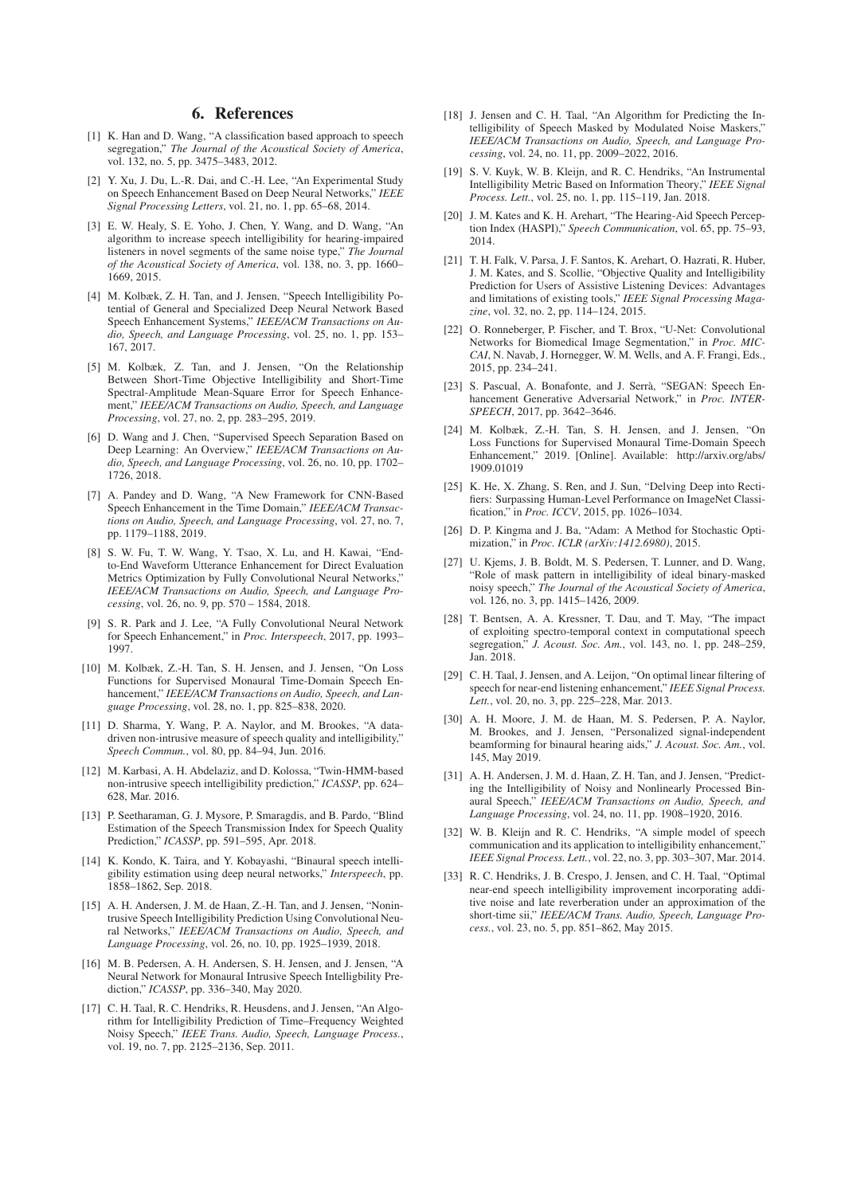## 6. References

[1] K. Han and D. Wang, "A classification based approach to speech segregation," *The Journal of the Acoustical Society of America*, vol. 132, no. 5, pp. 3475–3483, 2012.

[2] Y. Xu, J. Du, L.-R. Dai, and C.-H. Lee, "An Experimental Study on Speech Enhancement Based on Deep Neural Networks," *IEEE Signal Processing Letters*, vol. 21, no. 1, pp. 65–68, 2014.

[3] E. W. Healy, S. E. Yoho, J. Chen, Y. Wang, and D. Wang, "An algorithm to increase speech intelligibility for hearing-impaired listeners in novel segments of the same noise type," *The Journal of the Acoustical Society of America*, vol. 138, no. 3, pp. 1660–1669, 2015.

[4] M. Kolbæk, Z. H. Tan, and J. Jensen, "Speech Intelligibility Potential of General and Specialized Deep Neural Network Based Speech Enhancement Systems," *IEEE/ACM Transactions on Audio, Speech, and Language Processing*, vol. 25, no. 1, pp. 153–167, 2017.

[5] M. Kolbæk, Z. Tan, and J. Jensen, "On the Relationship Between Short-Time Objective Intelligibility and Short-Time Spectral-Amplitude Mean-Square Error for Speech Enhancement," *IEEE/ACM Transactions on Audio, Speech, and Language Processing*, vol. 27, no. 2, pp. 283–295, 2019.

[6] D. Wang and J. Chen, "Supervised Speech Separation Based on Deep Learning: An Overview," *IEEE/ACM Transactions on Audio, Speech, and Language Processing*, vol. 26, no. 10, pp. 1702–1726, 2018.

[7] A. Pandey and D. Wang, "A New Framework for CNN-Based Speech Enhancement in the Time Domain," *IEEE/ACM Transactions on Audio, Speech, and Language Processing*, vol. 27, no. 7, pp. 1179–1188, 2019.

[8] S. W. Fu, T. W. Wang, Y. Tsao, X. Lu, and H. Kawai, "End-to-End Waveform Utterance Enhancement for Direct Evaluation Metrics Optimization by Fully Convolutional Neural Networks," *IEEE/ACM Transactions on Audio, Speech, and Language Processing*, vol. 26, no. 9, pp. 570 – 1584, 2018.

[9] S. R. Park and J. Lee, "A Fully Convolutional Neural Network for Speech Enhancement," in *Proc. Interspeech*, 2017, pp. 1993–1997.

[10] M. Kolbæk, Z.-H. Tan, S. H. Jensen, and J. Jensen, "On Loss Functions for Supervised Monaural Time-Domain Speech Enhancement," *IEEE/ACM Transactions on Audio, Speech, and Language Processing*, vol. 28, no. 1, pp. 825–838, 2020.

[11] D. Sharma, Y. Wang, P. A. Naylor, and M. Brookes, "A data-driven non-intrusive measure of speech quality and intelligibility," *Speech Commun.*, vol. 80, pp. 84–94, Jun. 2016.

[12] M. Karbasi, A. H. Abdelaziz, and D. Kolossa, "Twin-HMM-based non-intrusive speech intelligibility prediction," *ICASSP*, pp. 624–628, Mar. 2016.

[13] P. Seetharaman, G. J. Mysore, P. Smaragdis, and B. Pardo, "Blind Estimation of the Speech Transmission Index for Speech Quality Prediction," *ICASSP*, pp. 591–595, Apr. 2018.

[14] K. Kondo, K. Taira, and Y. Kobayashi, "Binaural speech intelligibility estimation using deep neural networks," *Interspeech*, pp. 1858–1862, Sep. 2018.

[15] A. H. Andersen, J. M. de Haan, Z.-H. Tan, and J. Jensen, "Nonintrusive Speech Intelligibility Prediction Using Convolutional Neural Networks," *IEEE/ACM Transactions on Audio, Speech, and Language Processing*, vol. 26, no. 10, pp. 1925–1939, 2018.

[16] M. B. Pedersen, A. H. Andersen, S. H. Jensen, and J. Jensen, "A Neural Network for Monaural Intrusive Speech Intelligbility Prediction," *ICASSP*, pp. 336–340, May 2020.

[17] C. H. Taal, R. C. Hendriks, R. Heusdens, and J. Jensen, "An Algorithm for Intelligibility Prediction of Time–Frequency Weighted Noisy Speech," *IEEE Trans. Audio, Speech, Language Process.*, vol. 19, no. 7, pp. 2125–2136, Sep. 2011.

[18] J. Jensen and C. H. Taal, "An Algorithm for Predicting the Intelligibility of Speech Masked by Modulated Noise Maskers," *IEEE/ACM Transactions on Audio, Speech, and Language Processing*, vol. 24, no. 11, pp. 2009–2022, 2016.

[19] S. V. Kuyk, W. B. Kleijn, and R. C. Hendriks, "An Instrumental Intelligibility Metric Based on Information Theory," *IEEE Signal Process. Lett.*, vol. 25, no. 1, pp. 115–119, Jan. 2018.

[20] J. M. Kates and K. H. Arehart, "The Hearing-Aid Speech Perception Index (HASPI)," *Speech Communication*, vol. 65, pp. 75–93, 2014.

[21] T. H. Falk, V. Parsa, J. F. Santos, K. Arehart, O. Hazrati, R. Huber, J. M. Kates, and S. Scollie, "Objective Quality and Intelligibility Prediction for Users of Assistive Listening Devices: Advantages and limitations of existing tools," *IEEE Signal Processing Magazine*, vol. 32, no. 2, pp. 114–124, 2015.

[22] O. Ronneberger, P. Fischer, and T. Brox, "U-Net: Convolutional Networks for Biomedical Image Segmentation," in *Proc. MICCAI*, N. Navab, J. Hornegger, W. M. Wells, and A. F. Frangi, Eds., 2015, pp. 234–241.

[23] S. Pascual, A. Bonafonte, and J. Serrà, "SEGAN: Speech Enhancement Generative Adversarial Network," in *Proc. INTERSPEECH*, 2017, pp. 3642–3646.

[24] M. Kolbæk, Z.-H. Tan, S. H. Jensen, and J. Jensen, "On Loss Functions for Supervised Monaural Time-Domain Speech Enhancement," 2019. [Online]. Available: http://arxiv.org/abs/1909.01019

[25] K. He, X. Zhang, S. Ren, and J. Sun, "Delving Deep into Rectifiers: Surpassing Human-Level Performance on ImageNet Classification," in *Proc. ICCV*, 2015, pp. 1026–1034.

[26] D. P. Kingma and J. Ba, "Adam: A Method for Stochastic Optimization," in *Proc. ICLR (arXiv:1412.6980)*, 2015.

[27] U. Kjems, J. B. Boldt, M. S. Pedersen, T. Lunner, and D. Wang, "Role of mask pattern in intelligibility of ideal binary-masked noisy speech," *The Journal of the Acoustical Society of America*, vol. 126, no. 3, pp. 1415–1426, 2009.

[28] T. Bentsen, A. A. Kressner, T. Dau, and T. May, "The impact of exploiting spectro-temporal context in computational speech segregation," *J. Acoust. Soc. Am.*, vol. 143, no. 1, pp. 248–259, Jan. 2018.

[29] C. H. Taal, J. Jensen, and A. Leijon, "On optimal linear filtering of speech for near-end listening enhancement," *IEEE Signal Process. Lett.*, vol. 20, no. 3, pp. 225–228, Mar. 2013.

[30] A. H. Moore, J. M. de Haan, M. S. Pedersen, P. A. Naylor, M. Brookes, and J. Jensen, "Personalized signal-independent beamforming for binaural hearing aids," *J. Acoust. Soc. Am.*, vol. 145, May 2019.

[31] A. H. Andersen, J. M. d. Haan, Z. H. Tan, and J. Jensen, "Predicting the Intelligibility of Noisy and Nonlinearly Processed Binaural Speech," *IEEE/ACM Transactions on Audio, Speech, and Language Processing*, vol. 24, no. 11, pp. 1908–1920, 2016.

[32] W. B. Kleijn and R. C. Hendriks, "A simple model of speech communication and its application to intelligibility enhancement," *IEEE Signal Process. Lett.*, vol. 22, no. 3, pp. 303–307, Mar. 2014.

[33] R. C. Hendriks, J. B. Crespo, J. Jensen, and C. H. Taal, "Optimal near-end speech intelligibility improvement incorporating additive noise and late reverberation under an approximation of the short-time sii," *IEEE/ACM Trans. Audio, Speech, Language Process.*, vol. 23, no. 5, pp. 851–862, May 2015.